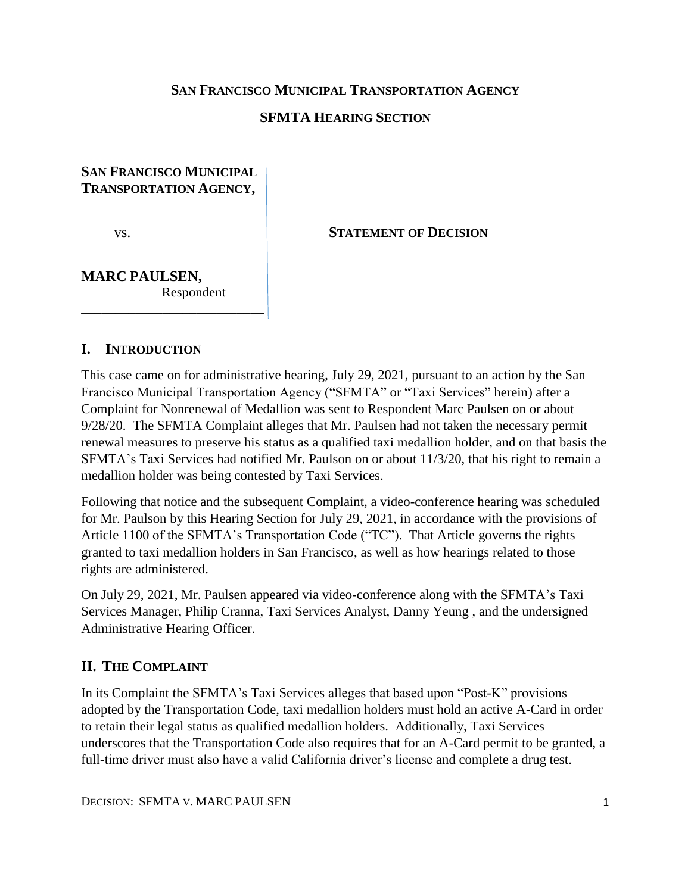**SAN FRANCISCO MUNICIPAL TRANSPORTATION AGENCY**

**SFMTA HEARING SECTION**

**SAN FRANCISCO MUNICIPAL TRANSPORTATION AGENCY,**

vs.

**MARC PAULSEN,**
Respondent

**STATEMENT OF DECISION**

## I. INTRODUCTION

This case came on for administrative hearing, July 29, 2021, pursuant to an action by the San Francisco Municipal Transportation Agency ("SFMTA" or "Taxi Services" herein) after a Complaint for Nonrenewal of Medallion was sent to Respondent Marc Paulsen on or about 9/28/20. The SFMTA Complaint alleges that Mr. Paulsen had not taken the necessary permit renewal measures to preserve his status as a qualified taxi medallion holder, and on that basis the SFMTA's Taxi Services had notified Mr. Paulson on or about 11/3/20, that his right to remain a medallion holder was being contested by Taxi Services.

Following that notice and the subsequent Complaint, a video-conference hearing was scheduled for Mr. Paulson by this Hearing Section for July 29, 2021, in accordance with the provisions of Article 1100 of the SFMTA's Transportation Code ("TC"). That Article governs the rights granted to taxi medallion holders in San Francisco, as well as how hearings related to those rights are administered.

On July 29, 2021, Mr. Paulsen appeared via video-conference along with the SFMTA's Taxi Services Manager, Philip Cranna, Taxi Services Analyst, Danny Yeung , and the undersigned Administrative Hearing Officer.

## II. THE COMPLAINT

In its Complaint the SFMTA's Taxi Services alleges that based upon "Post-K" provisions adopted by the Transportation Code, taxi medallion holders must hold an active A-Card in order to retain their legal status as qualified medallion holders. Additionally, Taxi Services underscores that the Transportation Code also requires that for an A-Card permit to be granted, a full-time driver must also have a valid California driver's license and complete a drug test.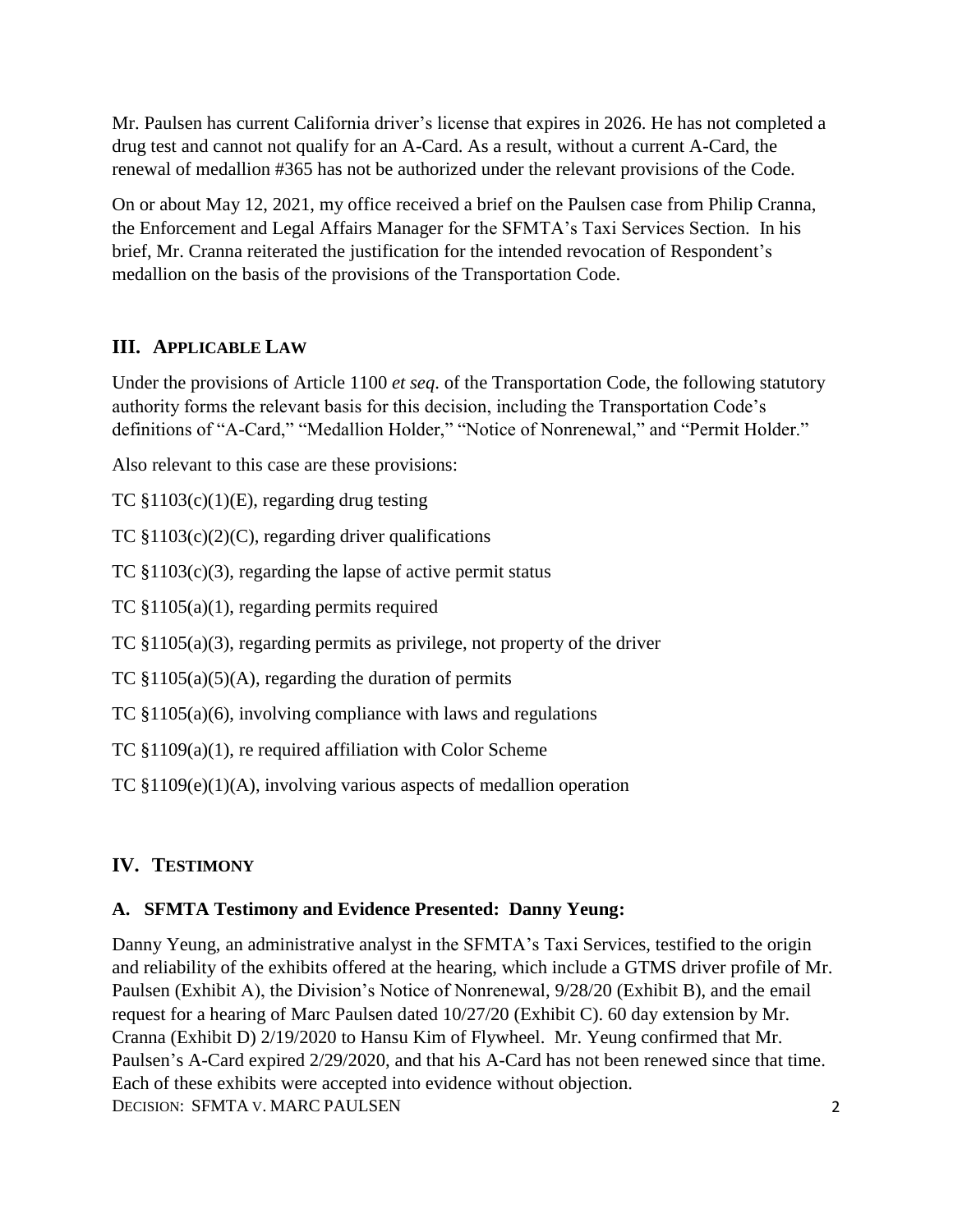Mr. Paulsen has current California driver's license that expires in 2026. He has not completed a drug test and cannot not qualify for an A-Card. As a result, without a current A-Card, the renewal of medallion #365 has not be authorized under the relevant provisions of the Code.

On or about May 12, 2021, my office received a brief on the Paulsen case from Philip Cranna, the Enforcement and Legal Affairs Manager for the SFMTA's Taxi Services Section. In his brief, Mr. Cranna reiterated the justification for the intended revocation of Respondent's medallion on the basis of the provisions of the Transportation Code.

## III. Applicable Law

Under the provisions of Article 1100 *et seq.* of the Transportation Code, the following statutory authority forms the relevant basis for this decision, including the Transportation Code's definitions of "A-Card," "Medallion Holder," "Notice of Nonrenewal," and "Permit Holder."

Also relevant to this case are these provisions:

TC §1103(c)(1)(E), regarding drug testing

TC §1103(c)(2)(C), regarding driver qualifications

TC §1103(c)(3), regarding the lapse of active permit status

TC §1105(a)(1), regarding permits required

TC §1105(a)(3), regarding permits as privilege, not property of the driver

TC §1105(a)(5)(A), regarding the duration of permits

TC §1105(a)(6), involving compliance with laws and regulations

TC §1109(a)(1), re required affiliation with Color Scheme

TC §1109(e)(1)(A), involving various aspects of medallion operation

## IV. Testimony

### A. SFMTA Testimony and Evidence Presented: Danny Yeung:

Danny Yeung, an administrative analyst in the SFMTA's Taxi Services, testified to the origin and reliability of the exhibits offered at the hearing, which include a GTMS driver profile of Mr. Paulsen (Exhibit A), the Division's Notice of Nonrenewal, 9/28/20 (Exhibit B), and the email request for a hearing of Marc Paulsen dated 10/27/20 (Exhibit C). 60 day extension by Mr. Cranna (Exhibit D) 2/19/2020 to Hansu Kim of Flywheel. Mr. Yeung confirmed that Mr. Paulsen's A-Card expired 2/29/2020, and that his A-Card has not been renewed since that time. Each of these exhibits were accepted into evidence without objection.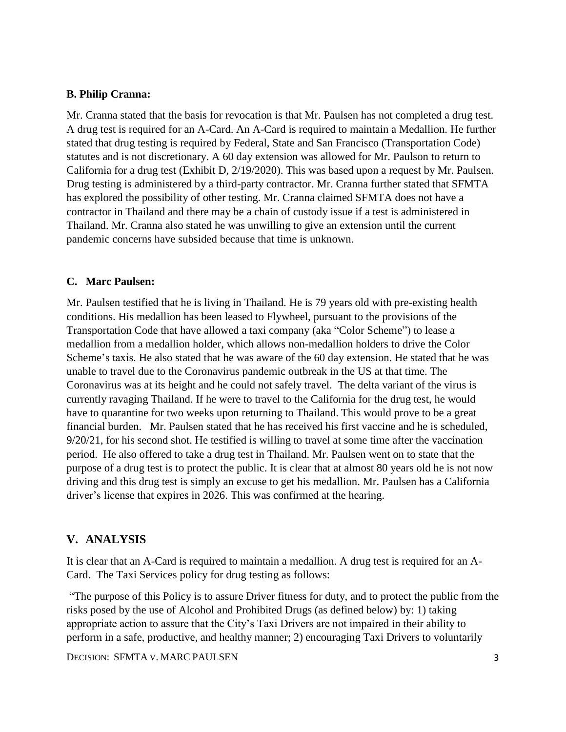### B. Philip Cranna:

Mr. Cranna stated that the basis for revocation is that Mr. Paulsen has not completed a drug test. A drug test is required for an A-Card. An A-Card is required to maintain a Medallion. He further stated that drug testing is required by Federal, State and San Francisco (Transportation Code) statutes and is not discretionary. A 60 day extension was allowed for Mr. Paulson to return to California for a drug test (Exhibit D, 2/19/2020). This was based upon a request by Mr. Paulsen. Drug testing is administered by a third-party contractor. Mr. Cranna further stated that SFMTA has explored the possibility of other testing. Mr. Cranna claimed SFMTA does not have a contractor in Thailand and there may be a chain of custody issue if a test is administered in Thailand. Mr. Cranna also stated he was unwilling to give an extension until the current pandemic concerns have subsided because that time is unknown.

### C. Marc Paulsen:

Mr. Paulsen testified that he is living in Thailand. He is 79 years old with pre-existing health conditions. His medallion has been leased to Flywheel, pursuant to the provisions of the Transportation Code that have allowed a taxi company (aka "Color Scheme") to lease a medallion from a medallion holder, which allows non-medallion holders to drive the Color Scheme's taxis. He also stated that he was aware of the 60 day extension. He stated that he was unable to travel due to the Coronavirus pandemic outbreak in the US at that time. The Coronavirus was at its height and he could not safely travel. The delta variant of the virus is currently ravaging Thailand. If he were to travel to the California for the drug test, he would have to quarantine for two weeks upon returning to Thailand. This would prove to be a great financial burden. Mr. Paulsen stated that he has received his first vaccine and he is scheduled, 9/20/21, for his second shot. He testified is willing to travel at some time after the vaccination period. He also offered to take a drug test in Thailand. Mr. Paulsen went on to state that the purpose of a drug test is to protect the public. It is clear that at almost 80 years old he is not now driving and this drug test is simply an excuse to get his medallion. Mr. Paulsen has a California driver's license that expires in 2026. This was confirmed at the hearing.

## V. ANALYSIS

It is clear that an A-Card is required to maintain a medallion. A drug test is required for an A-Card. The Taxi Services policy for drug testing as follows:

"The purpose of this Policy is to assure Driver fitness for duty, and to protect the public from the risks posed by the use of Alcohol and Prohibited Drugs (as defined below) by: 1) taking appropriate action to assure that the City's Taxi Drivers are not impaired in their ability to perform in a safe, productive, and healthy manner; 2) encouraging Taxi Drivers to voluntarily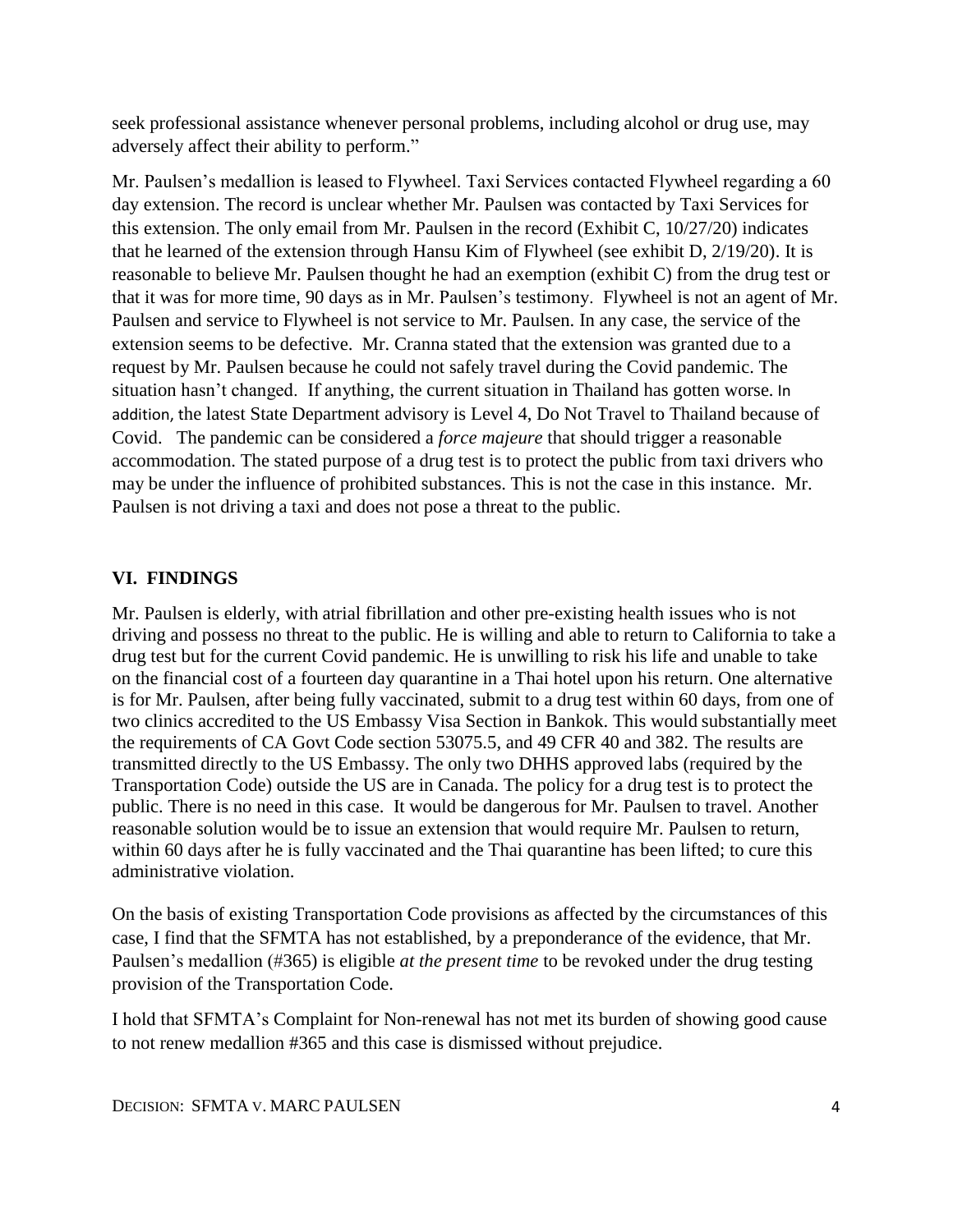seek professional assistance whenever personal problems, including alcohol or drug use, may adversely affect their ability to perform."

Mr. Paulsen's medallion is leased to Flywheel. Taxi Services contacted Flywheel regarding a 60 day extension. The record is unclear whether Mr. Paulsen was contacted by Taxi Services for this extension. The only email from Mr. Paulsen in the record (Exhibit C, 10/27/20) indicates that he learned of the extension through Hansu Kim of Flywheel (see exhibit D, 2/19/20). It is reasonable to believe Mr. Paulsen thought he had an exemption (exhibit C) from the drug test or that it was for more time, 90 days as in Mr. Paulsen's testimony. Flywheel is not an agent of Mr. Paulsen and service to Flywheel is not service to Mr. Paulsen. In any case, the service of the extension seems to be defective. Mr. Cranna stated that the extension was granted due to a request by Mr. Paulsen because he could not safely travel during the Covid pandemic. The situation hasn't changed. If anything, the current situation in Thailand has gotten worse. In addition, the latest State Department advisory is Level 4, Do Not Travel to Thailand because of Covid. The pandemic can be considered a *force majeure* that should trigger a reasonable accommodation. The stated purpose of a drug test is to protect the public from taxi drivers who may be under the influence of prohibited substances. This is not the case in this instance. Mr. Paulsen is not driving a taxi and does not pose a threat to the public.

## VI. FINDINGS

Mr. Paulsen is elderly, with atrial fibrillation and other pre-existing health issues who is not driving and possess no threat to the public. He is willing and able to return to California to take a drug test but for the current Covid pandemic. He is unwilling to risk his life and unable to take on the financial cost of a fourteen day quarantine in a Thai hotel upon his return. One alternative is for Mr. Paulsen, after being fully vaccinated, submit to a drug test within 60 days, from one of two clinics accredited to the US Embassy Visa Section in Bankok. This would substantially meet the requirements of CA Govt Code section 53075.5, and 49 CFR 40 and 382. The results are transmitted directly to the US Embassy. The only two DHHS approved labs (required by the Transportation Code) outside the US are in Canada. The policy for a drug test is to protect the public. There is no need in this case. It would be dangerous for Mr. Paulsen to travel. Another reasonable solution would be to issue an extension that would require Mr. Paulsen to return, within 60 days after he is fully vaccinated and the Thai quarantine has been lifted; to cure this administrative violation.

On the basis of existing Transportation Code provisions as affected by the circumstances of this case, I find that the SFMTA has not established, by a preponderance of the evidence, that Mr. Paulsen's medallion (#365) is eligible *at the present time* to be revoked under the drug testing provision of the Transportation Code.

I hold that SFMTA's Complaint for Non-renewal has not met its burden of showing good cause to not renew medallion #365 and this case is dismissed without prejudice.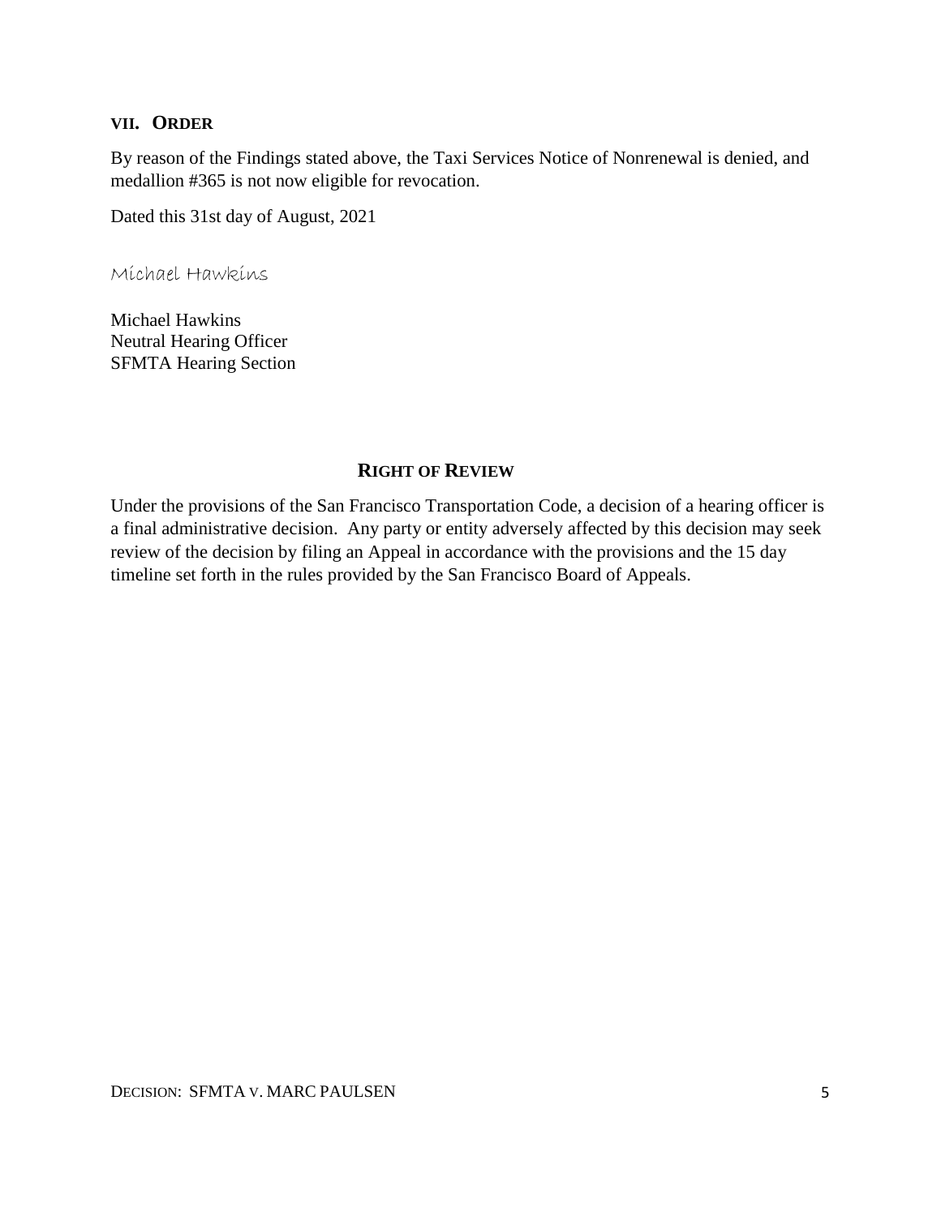## VII. ORDER

By reason of the Findings stated above, the Taxi Services Notice of Nonrenewal is denied, and medallion #365 is not now eligible for revocation.

Dated this 31st day of August, 2021

Michael Hawkins

Michael Hawkins
Neutral Hearing Officer
SFMTA Hearing Section

## RIGHT OF REVIEW

Under the provisions of the San Francisco Transportation Code, a decision of a hearing officer is a final administrative decision. Any party or entity adversely affected by this decision may seek review of the decision by filing an Appeal in accordance with the provisions and the 15 day timeline set forth in the rules provided by the San Francisco Board of Appeals.